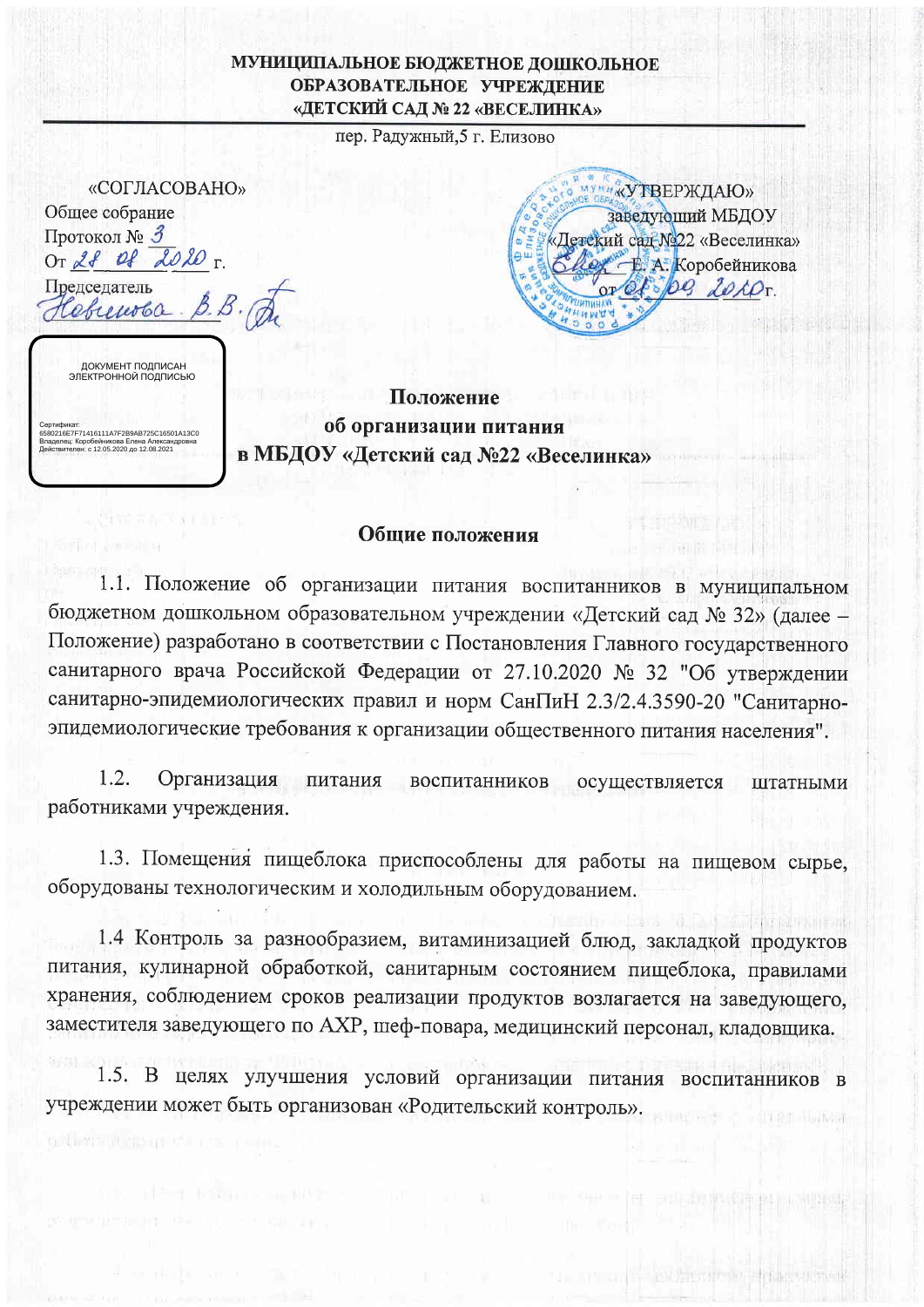**МУНИЦИПАЛЬНОЕ БЮДЖЕТНОЕ ДОШКОЛЬНОЕ ОБРАЗОВАТЕЛЬНОЕ УЧРЕЖДЕНИЕ «ДЕТСКИЙ САД № 22 «ВЕСЕЛИНКА»**

пер. Радужный,5 г. Елизово

«СОГЛАСОВАНО»
Общее собрание
Протокол № 3
От 28 08 2020 г.
Председатель
Новикова В.В.

«УТВЕРЖДАЮ»
заведующий МБДОУ
«Детский сад №22 «Веселинка»
Е. А. Коробейникова
от 01.09.2020 г.

ДОКУМЕНТ ПОДПИСАН ЭЛЕКТРОННОЙ ПОДПИСЬЮ

Сертификат: 6580216E7F7141611A7F2B9AB725C16501A13C0
Владелец: Коробейникова Елена Александровна
Действителен: с 12.05.2020 до 12.08.2021

# Положение об организации питания в МБДОУ «Детский сад №22 «Веселинка»

## Общие положения

1.1. Положение об организации питания воспитанников в муниципальном бюджетном дошкольном образовательном учреждении «Детский сад № 32» (далее – Положение) разработано в соответствии с Постановления Главного государственного санитарного врача Российской Федерации от 27.10.2020 № 32 "Об утверждении санитарно-эпидемиологических правил и норм СанПиН 2.3/2.4.3590-20 "Санитарно-эпидемиологические требования к организации общественного питания населения".

1.2. Организация питания воспитанников осуществляется штатными работниками учреждения.

1.3. Помещения пищеблока приспособлены для работы на пищевом сырье, оборудованы технологическим и холодильным оборудованием.

1.4 Контроль за разнообразием, витаминизацией блюд, закладкой продуктов питания, кулинарной обработкой, санитарным состоянием пищеблока, правилами хранения, соблюдением сроков реализации продуктов возлагается на заведующего, заместителя заведующего по АХР, шеф-повара, медицинский персонал, кладовщика.

1.5. В целях улучшения условий организации питания воспитанников в учреждении может быть организован «Родительский контроль».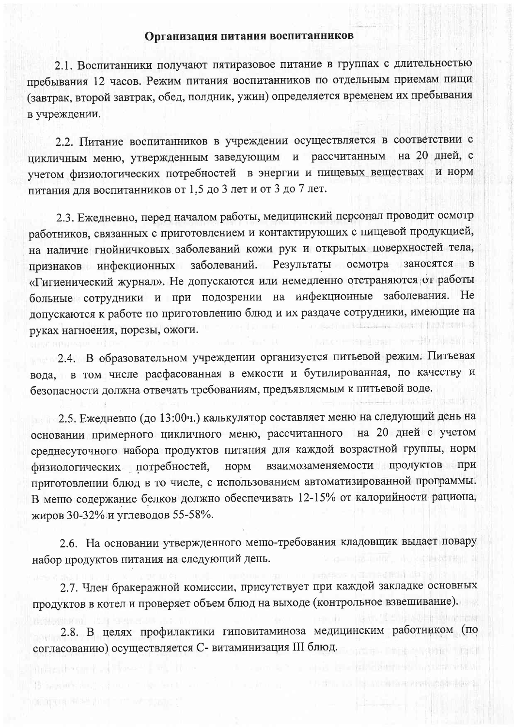## Организация питания воспитанников

2.1. Воспитанники получают пятиразовое питание в группах с длительностью пребывания 12 часов. Режим питания воспитанников по отдельным приемам пищи (завтрак, второй завтрак, обед, полдник, ужин) определяется временем их пребывания в учреждении.

2.2. Питание воспитанников в учреждении осуществляется в соответствии с цикличным меню, утвержденным заведующим и рассчитанным на 20 дней, с учетом физиологических потребностей в энергии и пищевых веществах и норм питания для воспитанников от 1,5 до 3 лет и от 3 до 7 лет.

2.3. Ежедневно, перед началом работы, медицинский персонал проводит осмотр работников, связанных с приготовлением и контактирующих с пищевой продукцией, на наличие гнойничковых заболеваний кожи рук и открытых поверхностей тела, признаков инфекционных заболеваний. Результаты осмотра заносятся в «Гигиенический журнал». Не допускаются или немедленно отстраняются от работы больные сотрудники и при подозрении на инфекционные заболевания. Не допускаются к работе по приготовлению блюд и их раздаче сотрудники, имеющие на руках нагноения, порезы, ожоги.

2.4. В образовательном учреждении организуется питьевой режим. Питьевая вода, в том числе расфасованная в емкости и бутилированная, по качеству и безопасности должна отвечать требованиям, предъявляемым к питьевой воде.

2.5. Ежедневно (до 13:00ч.) калькулятор составляет меню на следующий день на основании примерного цикличного меню, рассчитанного на 20 дней с учетом среднесуточного набора продуктов питания для каждой возрастной группы, норм физиологических потребностей, норм взаимозаменяемости продуктов при приготовлении блюд в то числе, с использованием автоматизированной программы. В меню содержание белков должно обеспечивать 12-15% от калорийности рациона, жиров 30-32% и углеводов 55-58%.

2.6. На основании утвержденного меню-требования кладовщик выдает повару набор продуктов питания на следующий день.

2.7. Член бракеражной комиссии, присутствует при каждой закладке основных продуктов в котел и проверяет объем блюд на выходе (контрольное взвешивание).

2.8. В целях профилактики гиповитаминоза медицинским работником (по согласованию) осуществляется С- витаминизация III блюд.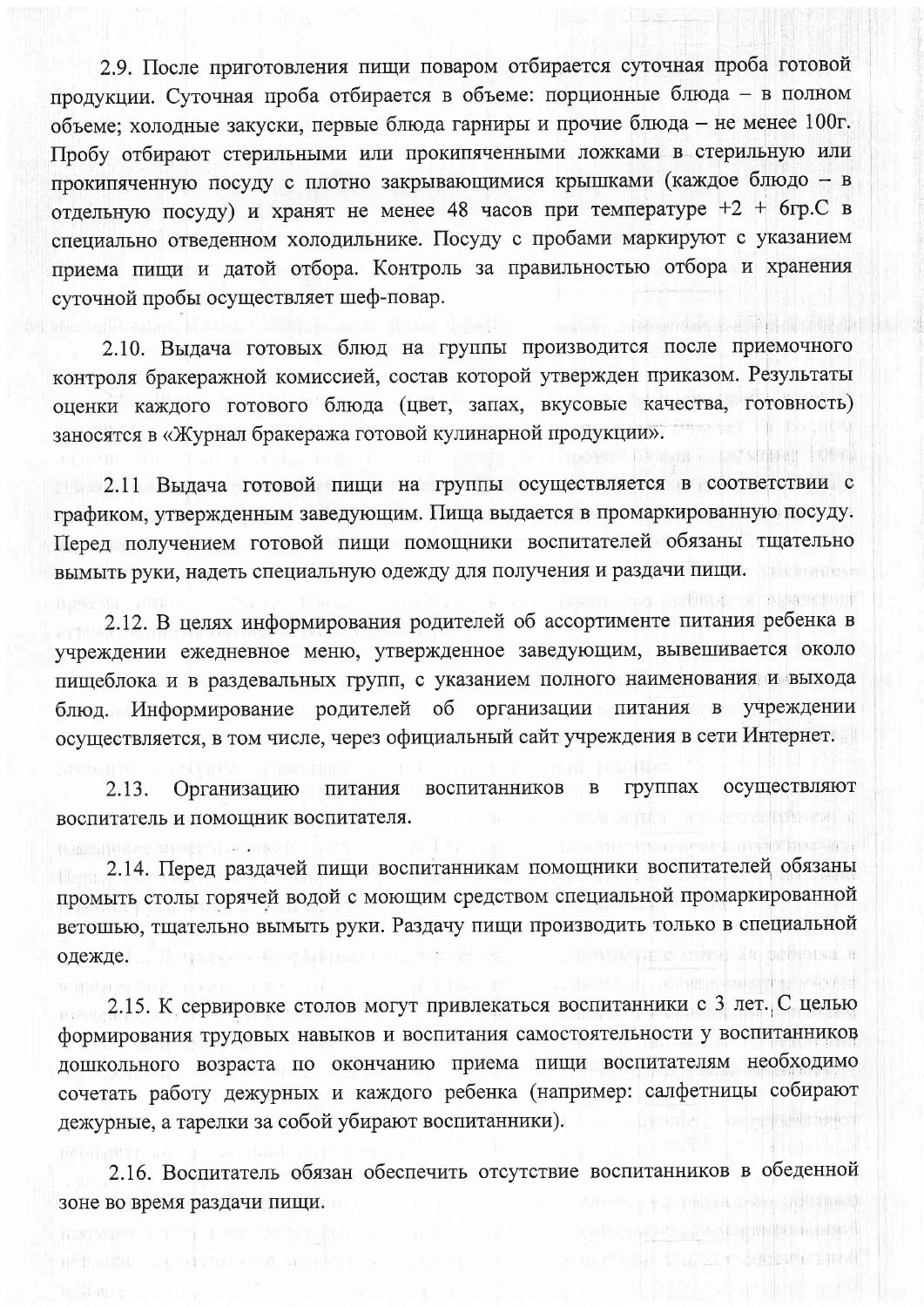2.9. После приготовления пищи поваром отбирается суточная проба готовой продукции. Суточная проба отбирается в объеме: порционные блюда – в полном объеме; холодные закуски, первые блюда гарниры и прочие блюда – не менее 100г. Пробу отбирают стерильными или прокипяченными ложками в стерильную или прокипяченную посуду с плотно закрывающимися крышками (каждое блюдо – в отдельную посуду) и хранят не менее 48 часов при температуре +2 + 6гр.С в специально отведенном холодильнике. Посуду с пробами маркируют с указанием приема пищи и датой отбора. Контроль за правильностью отбора и хранения суточной пробы осуществляет шеф-повар.

2.10. Выдача готовых блюд на группы производится после приемочного контроля бракеражной комиссией, состав которой утвержден приказом. Результаты оценки каждого готового блюда (цвет, запах, вкусовые качества, готовность) заносятся в «Журнал бракеража готовой кулинарной продукции».

2.11 Выдача готовой пищи на группы осуществляется в соответствии с графиком, утвержденным заведующим. Пища выдается в промаркированную посуду. Перед получением готовой пищи помощники воспитателей обязаны тщательно вымыть руки, надеть специальную одежду для получения и раздачи пищи.

2.12. В целях информирования родителей об ассортименте питания ребенка в учреждении ежедневное меню, утвержденное заведующим, вывешивается около пищеблока и в раздевальных групп, с указанием полного наименования и выхода блюд. Информирование родителей об организации питания в учреждении осуществляется, в том числе, через официальный сайт учреждения в сети Интернет.

2.13. Организацию питания воспитанников в группах осуществляют воспитатель и помощник воспитателя.

2.14. Перед раздачей пищи воспитанникам помощники воспитателей обязаны промыть столы горячей водой с моющим средством специальной промаркированной ветошью, тщательно вымыть руки. Раздачу пищи производить только в специальной одежде.

2.15. К сервировке столов могут привлекаться воспитанники с 3 лет. С целью формирования трудовых навыков и воспитания самостоятельности у воспитанников дошкольного возраста по окончанию приема пищи воспитателям необходимо сочетать работу дежурных и каждого ребенка (например: салфетницы собирают дежурные, а тарелки за собой убирают воспитанники).

2.16. Воспитатель обязан обеспечить отсутствие воспитанников в обеденной зоне во время раздачи пищи.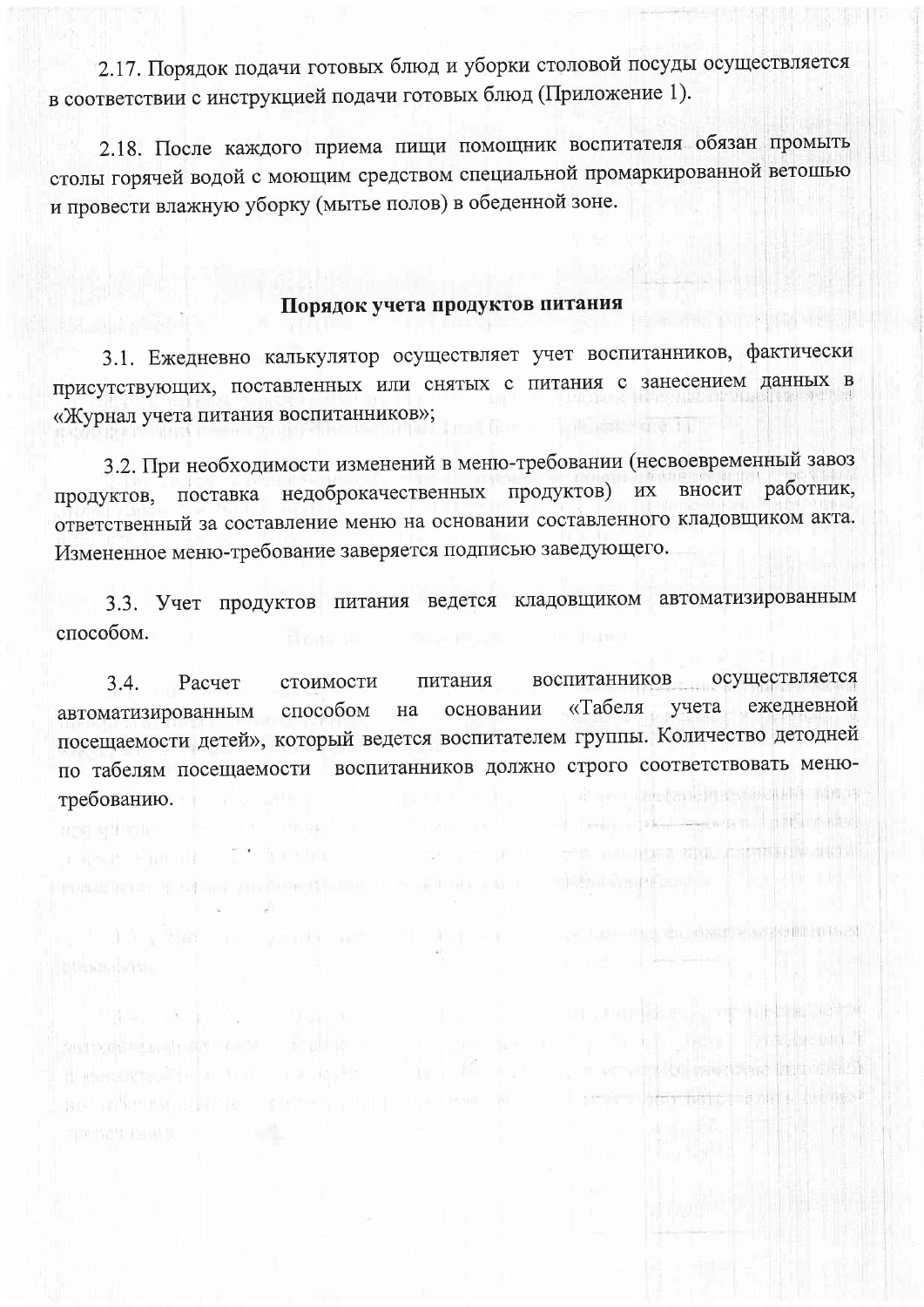2.17. Порядок подачи готовых блюд и уборки столовой посуды осуществляется в соответствии с инструкцией подачи готовых блюд (Приложение 1).

2.18. После каждого приема пищи помощник воспитателя обязан промыть столы горячей водой с моющим средством специальной промаркированной ветошью и провести влажную уборку (мытье полов) в обеденной зоне.

## Порядок учета продуктов питания

3.1. Ежедневно калькулятор осуществляет учет воспитанников, фактически присутствующих, поставленных или снятых с питания с занесением данных в «Журнал учета питания воспитанников»;

3.2. При необходимости изменений в меню-требовании (несвоевременный завоз продуктов, поставка недоброкачественных продуктов) их вносит работник, ответственный за составление меню на основании составленного кладовщиком акта. Измененное меню-требование заверяется подписью заведующего.

3.3. Учет продуктов питания ведется кладовщиком автоматизированным способом.

3.4. Расчет стоимости питания воспитанников осуществляется автоматизированным способом на основании «Табеля учета ежедневной посещаемости детей», который ведется воспитателем группы. Количество детодней по табелям посещаемости воспитанников должно строго соответствовать меню-требованию.